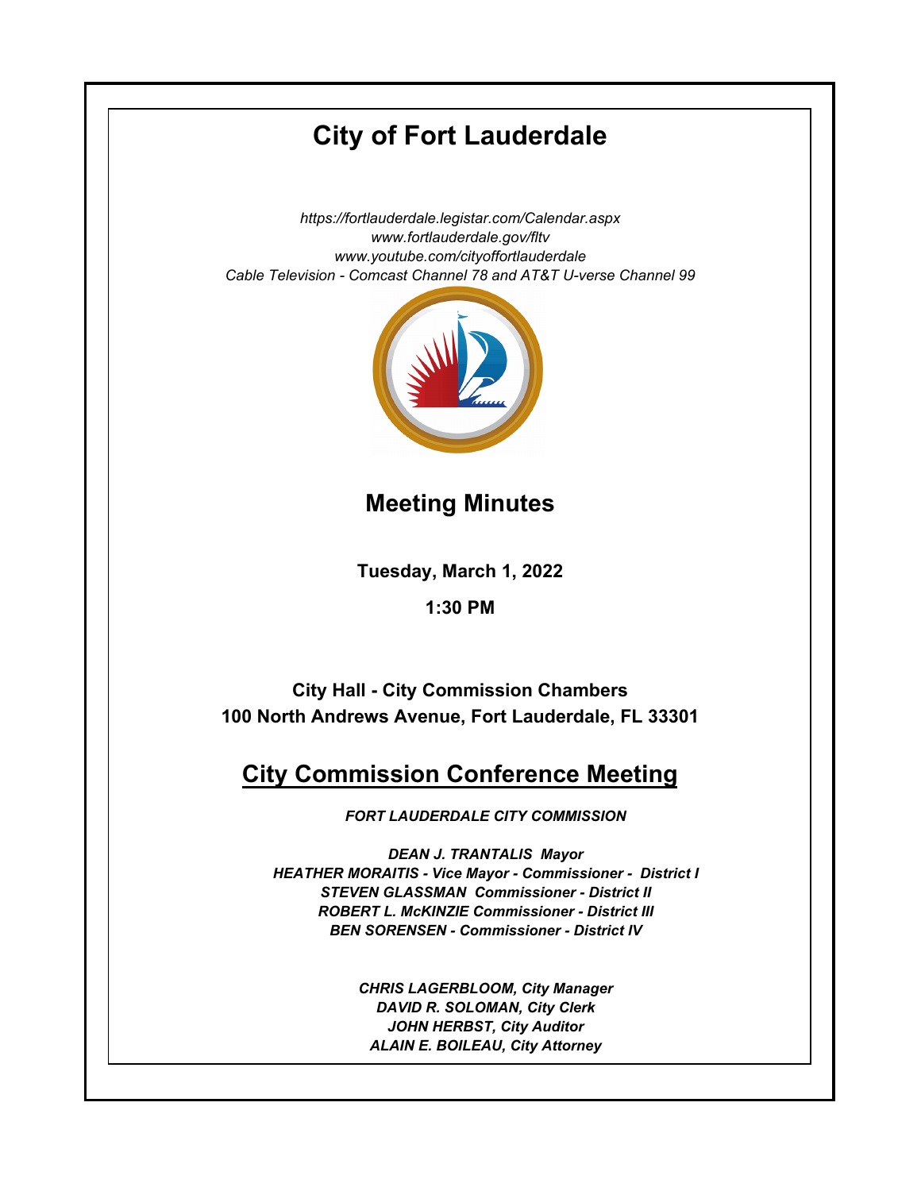# City of Fort Lauderdale

*https://fortlauderdale.legistar.com/Calendar.aspx*
*www.fortlauderdale.gov/fltv*
*www.youtube.com/cityoffortlauderdale*
*Cable Television - Comcast Channel 78 and AT&T U-verse Channel 99*

## Meeting Minutes

**Tuesday, March 1, 2022**

**1:30 PM**

**City Hall - City Commission Chambers**
**100 North Andrews Avenue, Fort Lauderdale, FL 33301**

## City Commission Conference Meeting

***FORT LAUDERDALE CITY COMMISSION***

***DEAN J. TRANTALIS Mayor***
***HEATHER MORAITIS - Vice Mayor - Commissioner - District I***
***STEVEN GLASSMAN Commissioner - District II***
***ROBERT L. McKINZIE Commissioner - District III***
***BEN SORENSEN - Commissioner - District IV***

***CHRIS LAGERBLOOM, City Manager***
***DAVID R. SOLOMAN, City Clerk***
***JOHN HERBST, City Auditor***
***ALAIN E. BOILEAU, City Attorney***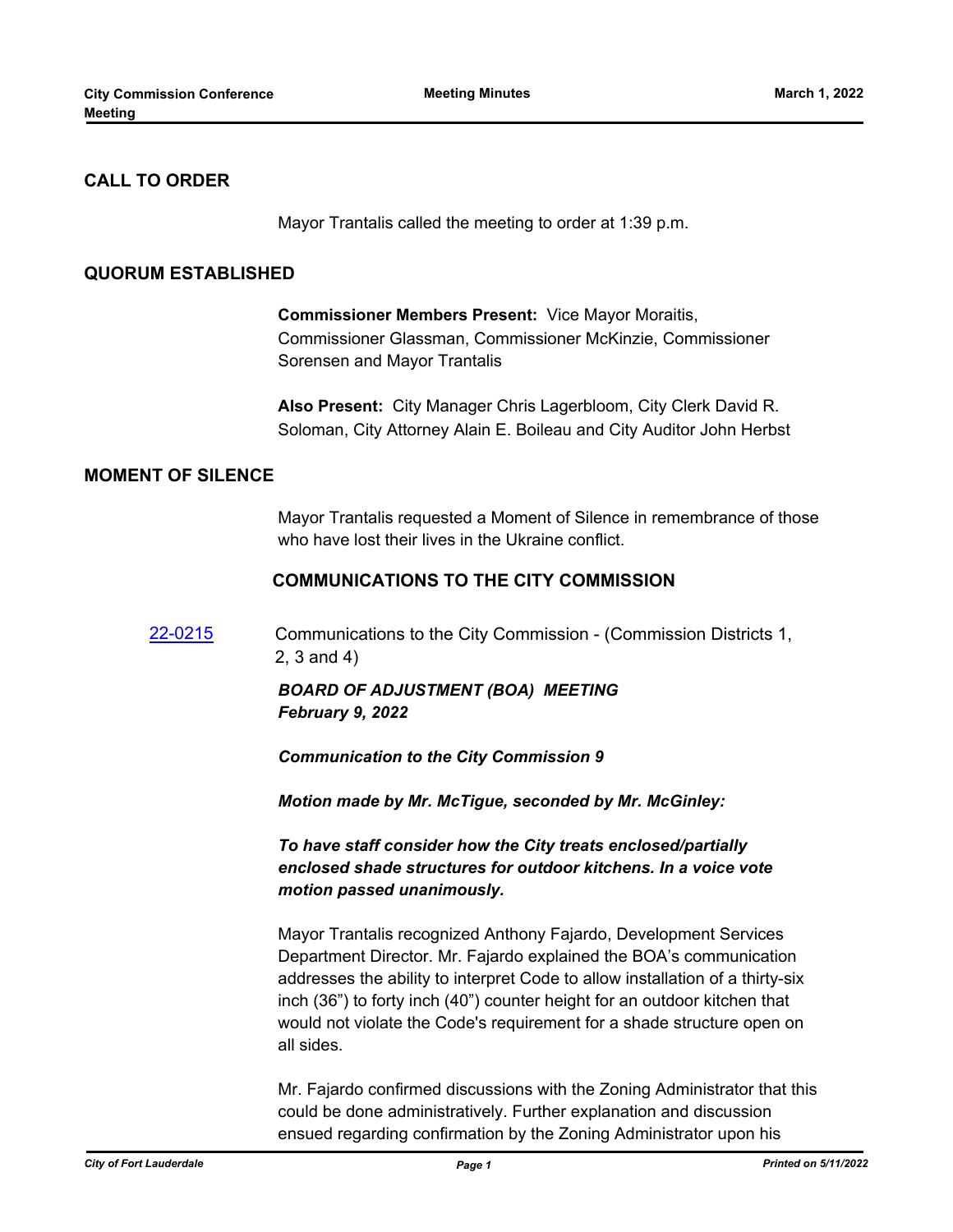## CALL TO ORDER

Mayor Trantalis called the meeting to order at 1:39 p.m.

## QUORUM ESTABLISHED

**Commissioner Members Present:** Vice Mayor Moraitis, Commissioner Glassman, Commissioner McKinzie, Commissioner Sorensen and Mayor Trantalis

**Also Present:** City Manager Chris Lagerbloom, City Clerk David R. Soloman, City Attorney Alain E. Boileau and City Auditor John Herbst

## MOMENT OF SILENCE

Mayor Trantalis requested a Moment of Silence in remembrance of those who have lost their lives in the Ukraine conflict.

## COMMUNICATIONS TO THE CITY COMMISSION

22-0215 Communications to the City Commission - (Commission Districts 1, 2, 3 and 4)

***BOARD OF ADJUSTMENT (BOA) MEETING February 9, 2022***

***Communication to the City Commission 9***

***Motion made by Mr. McTigue, seconded by Mr. McGinley:***

***To have staff consider how the City treats enclosed/partially enclosed shade structures for outdoor kitchens. In a voice vote motion passed unanimously.***

Mayor Trantalis recognized Anthony Fajardo, Development Services Department Director. Mr. Fajardo explained the BOA's communication addresses the ability to interpret Code to allow installation of a thirty-six inch (36") to forty inch (40") counter height for an outdoor kitchen that would not violate the Code's requirement for a shade structure open on all sides.

Mr. Fajardo confirmed discussions with the Zoning Administrator that this could be done administratively. Further explanation and discussion ensued regarding confirmation by the Zoning Administrator upon his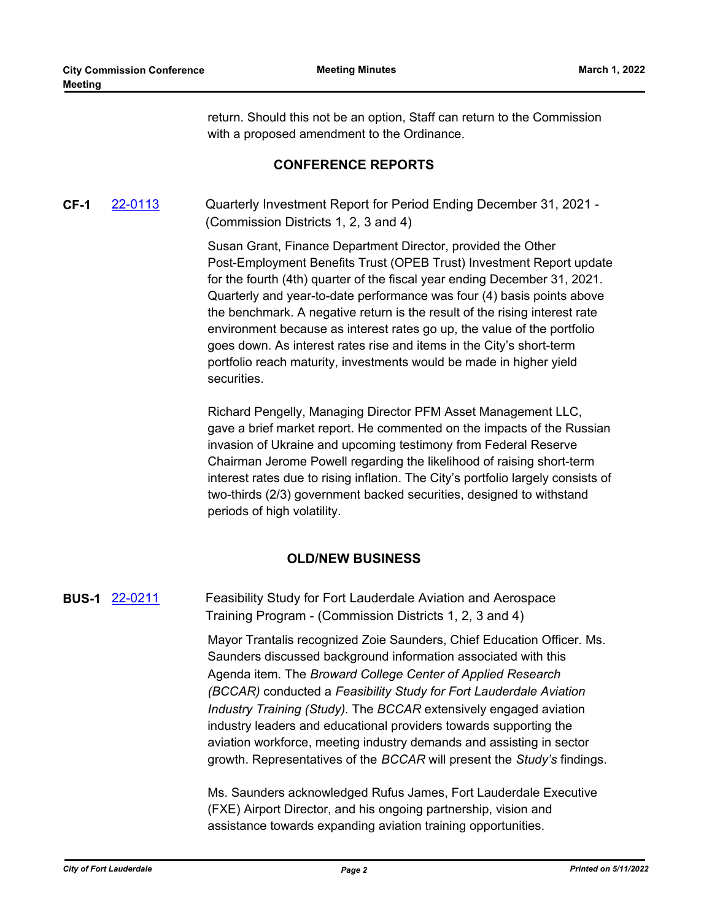return. Should this not be an option, Staff can return to the Commission with a proposed amendment to the Ordinance.

## CONFERENCE REPORTS

**CF-1** [22-0113] Quarterly Investment Report for Period Ending December 31, 2021 - (Commission Districts 1, 2, 3 and 4)

Susan Grant, Finance Department Director, provided the Other Post-Employment Benefits Trust (OPEB Trust) Investment Report update for the fourth (4th) quarter of the fiscal year ending December 31, 2021. Quarterly and year-to-date performance was four (4) basis points above the benchmark. A negative return is the result of the rising interest rate environment because as interest rates go up, the value of the portfolio goes down. As interest rates rise and items in the City's short-term portfolio reach maturity, investments would be made in higher yield securities.

Richard Pengelly, Managing Director PFM Asset Management LLC, gave a brief market report. He commented on the impacts of the Russian invasion of Ukraine and upcoming testimony from Federal Reserve Chairman Jerome Powell regarding the likelihood of raising short-term interest rates due to rising inflation. The City's portfolio largely consists of two-thirds (2/3) government backed securities, designed to withstand periods of high volatility.

## OLD/NEW BUSINESS

**BUS-1** [22-0211] Feasibility Study for Fort Lauderdale Aviation and Aerospace Training Program - (Commission Districts 1, 2, 3 and 4)

Mayor Trantalis recognized Zoie Saunders, Chief Education Officer. Ms. Saunders discussed background information associated with this Agenda item. The *Broward College Center of Applied Research (BCCAR)* conducted a *Feasibility Study for Fort Lauderdale Aviation Industry Training (Study).* The *BCCAR* extensively engaged aviation industry leaders and educational providers towards supporting the aviation workforce, meeting industry demands and assisting in sector growth. Representatives of the *BCCAR* will present the *Study's* findings.

Ms. Saunders acknowledged Rufus James, Fort Lauderdale Executive (FXE) Airport Director, and his ongoing partnership, vision and assistance towards expanding aviation training opportunities.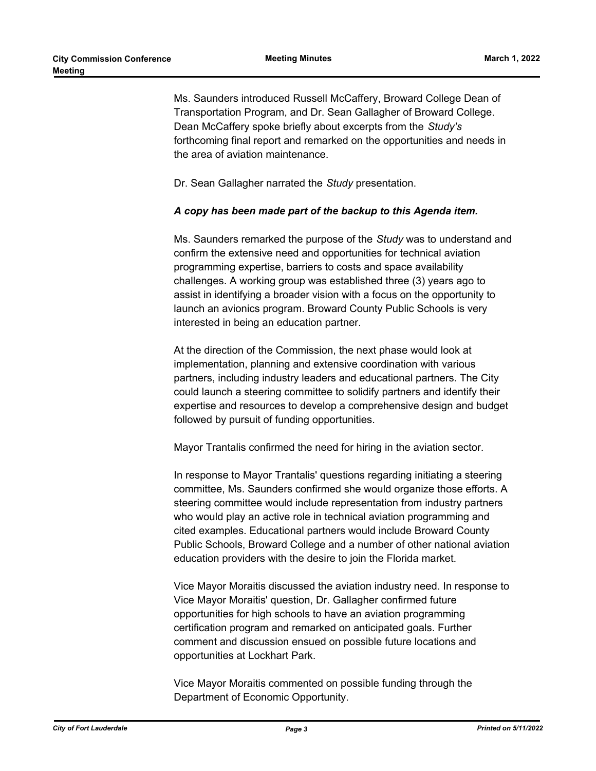Ms. Saunders introduced Russell McCaffery, Broward College Dean of Transportation Program, and Dr. Sean Gallagher of Broward College. Dean McCaffery spoke briefly about excerpts from the *Study's* forthcoming final report and remarked on the opportunities and needs in the area of aviation maintenance.

Dr. Sean Gallagher narrated the *Study* presentation.

***A copy has been made part of the backup to this Agenda item.***

Ms. Saunders remarked the purpose of the *Study* was to understand and confirm the extensive need and opportunities for technical aviation programming expertise, barriers to costs and space availability challenges. A working group was established three (3) years ago to assist in identifying a broader vision with a focus on the opportunity to launch an avionics program. Broward County Public Schools is very interested in being an education partner.

At the direction of the Commission, the next phase would look at implementation, planning and extensive coordination with various partners, including industry leaders and educational partners. The City could launch a steering committee to solidify partners and identify their expertise and resources to develop a comprehensive design and budget followed by pursuit of funding opportunities.

Mayor Trantalis confirmed the need for hiring in the aviation sector.

In response to Mayor Trantalis' questions regarding initiating a steering committee, Ms. Saunders confirmed she would organize those efforts. A steering committee would include representation from industry partners who would play an active role in technical aviation programming and cited examples. Educational partners would include Broward County Public Schools, Broward College and a number of other national aviation education providers with the desire to join the Florida market.

Vice Mayor Moraitis discussed the aviation industry need. In response to Vice Mayor Moraitis' question, Dr. Gallagher confirmed future opportunities for high schools to have an aviation programming certification program and remarked on anticipated goals. Further comment and discussion ensued on possible future locations and opportunities at Lockhart Park.

Vice Mayor Moraitis commented on possible funding through the Department of Economic Opportunity.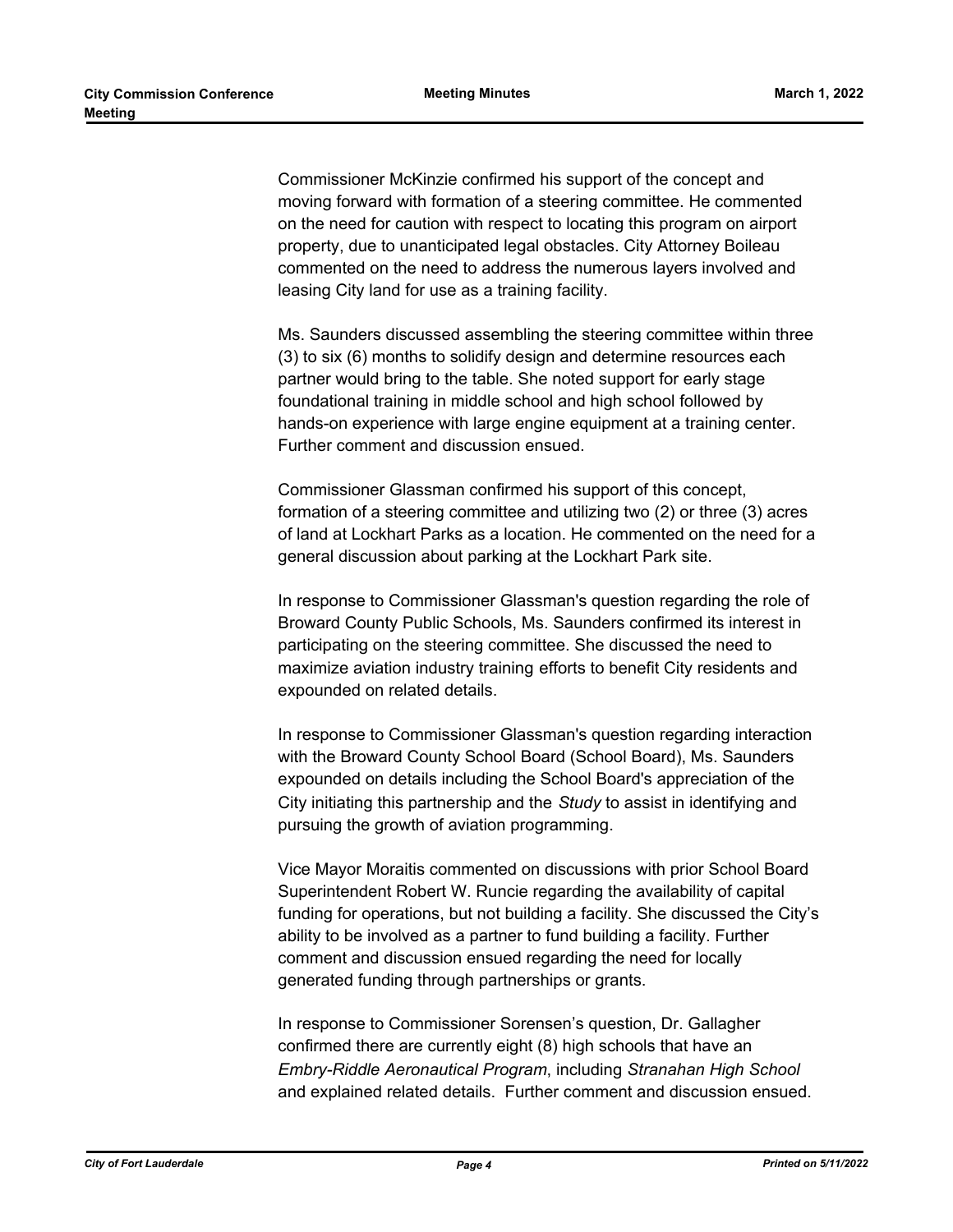Commissioner McKinzie confirmed his support of the concept and moving forward with formation of a steering committee. He commented on the need for caution with respect to locating this program on airport property, due to unanticipated legal obstacles. City Attorney Boileau commented on the need to address the numerous layers involved and leasing City land for use as a training facility.

Ms. Saunders discussed assembling the steering committee within three (3) to six (6) months to solidify design and determine resources each partner would bring to the table. She noted support for early stage foundational training in middle school and high school followed by hands-on experience with large engine equipment at a training center. Further comment and discussion ensued.

Commissioner Glassman confirmed his support of this concept, formation of a steering committee and utilizing two (2) or three (3) acres of land at Lockhart Parks as a location. He commented on the need for a general discussion about parking at the Lockhart Park site.

In response to Commissioner Glassman's question regarding the role of Broward County Public Schools, Ms. Saunders confirmed its interest in participating on the steering committee. She discussed the need to maximize aviation industry training efforts to benefit City residents and expounded on related details.

In response to Commissioner Glassman's question regarding interaction with the Broward County School Board (School Board), Ms. Saunders expounded on details including the School Board's appreciation of the City initiating this partnership and the *Study* to assist in identifying and pursuing the growth of aviation programming.

Vice Mayor Moraitis commented on discussions with prior School Board Superintendent Robert W. Runcie regarding the availability of capital funding for operations, but not building a facility. She discussed the City's ability to be involved as a partner to fund building a facility. Further comment and discussion ensued regarding the need for locally generated funding through partnerships or grants.

In response to Commissioner Sorensen's question, Dr. Gallagher confirmed there are currently eight (8) high schools that have an *Embry-Riddle Aeronautical Program*, including *Stranahan High School* and explained related details. Further comment and discussion ensued.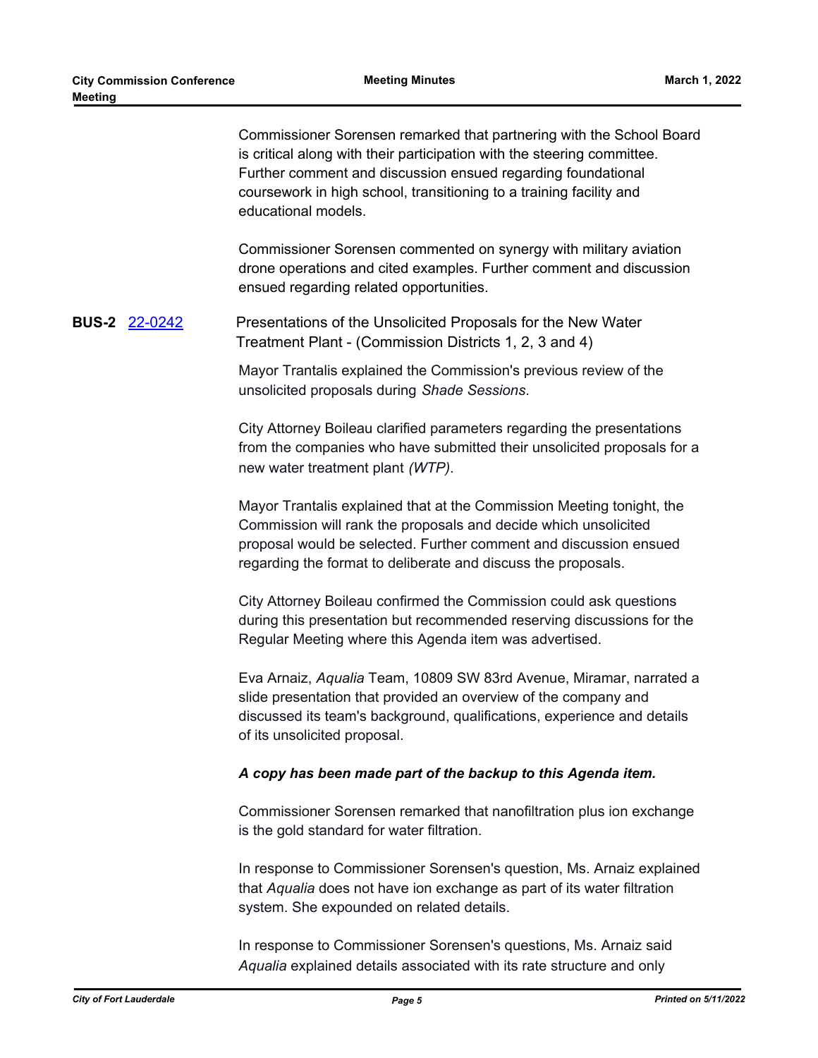Commissioner Sorensen remarked that partnering with the School Board is critical along with their participation with the steering committee. Further comment and discussion ensued regarding foundational coursework in high school, transitioning to a training facility and educational models.

Commissioner Sorensen commented on synergy with military aviation drone operations and cited examples. Further comment and discussion ensued regarding related opportunities.

**BUS-2** [22-0242](22-0242) Presentations of the Unsolicited Proposals for the New Water Treatment Plant - (Commission Districts 1, 2, 3 and 4)

Mayor Trantalis explained the Commission's previous review of the unsolicited proposals during *Shade Sessions*.

City Attorney Boileau clarified parameters regarding the presentations from the companies who have submitted their unsolicited proposals for a new water treatment plant *(WTP)*.

Mayor Trantalis explained that at the Commission Meeting tonight, the Commission will rank the proposals and decide which unsolicited proposal would be selected. Further comment and discussion ensued regarding the format to deliberate and discuss the proposals.

City Attorney Boileau confirmed the Commission could ask questions during this presentation but recommended reserving discussions for the Regular Meeting where this Agenda item was advertised.

Eva Arnaiz, *Aqualia* Team, 10809 SW 83rd Avenue, Miramar, narrated a slide presentation that provided an overview of the company and discussed its team's background, qualifications, experience and details of its unsolicited proposal.

***A copy has been made part of the backup to this Agenda item.***

Commissioner Sorensen remarked that nanofiltration plus ion exchange is the gold standard for water filtration.

In response to Commissioner Sorensen's question, Ms. Arnaiz explained that *Aqualia* does not have ion exchange as part of its water filtration system. She expounded on related details.

In response to Commissioner Sorensen's questions, Ms. Arnaiz said *Aqualia* explained details associated with its rate structure and only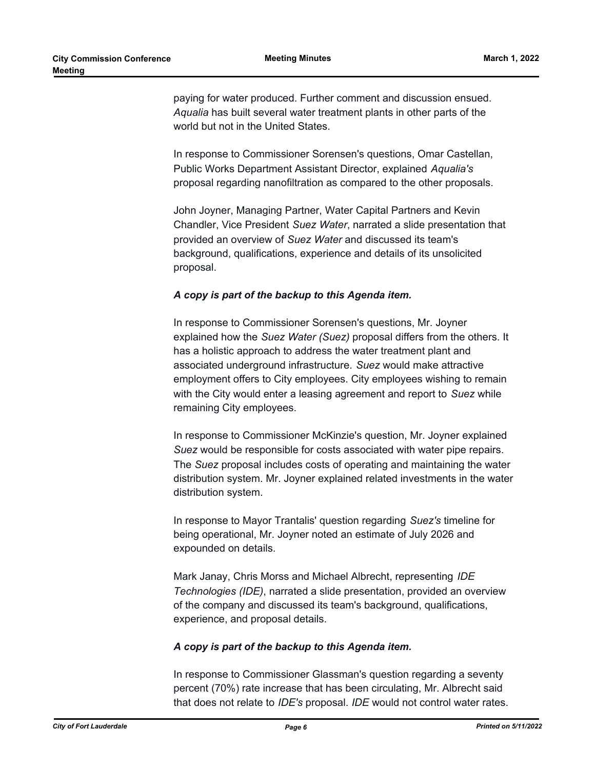paying for water produced. Further comment and discussion ensued. *Aqualia* has built several water treatment plants in other parts of the world but not in the United States.

In response to Commissioner Sorensen's questions, Omar Castellan, Public Works Department Assistant Director, explained *Aqualia's* proposal regarding nanofiltration as compared to the other proposals.

John Joyner, Managing Partner, Water Capital Partners and Kevin Chandler, Vice President *Suez Water*, narrated a slide presentation that provided an overview of *Suez Water* and discussed its team's background, qualifications, experience and details of its unsolicited proposal.

***A copy is part of the backup to this Agenda item.***

In response to Commissioner Sorensen's questions, Mr. Joyner explained how the *Suez Water (Suez)* proposal differs from the others. It has a holistic approach to address the water treatment plant and associated underground infrastructure. *Suez* would make attractive employment offers to City employees. City employees wishing to remain with the City would enter a leasing agreement and report to *Suez* while remaining City employees.

In response to Commissioner McKinzie's question, Mr. Joyner explained *Suez* would be responsible for costs associated with water pipe repairs. The *Suez* proposal includes costs of operating and maintaining the water distribution system. Mr. Joyner explained related investments in the water distribution system.

In response to Mayor Trantalis' question regarding *Suez's* timeline for being operational, Mr. Joyner noted an estimate of July 2026 and expounded on details.

Mark Janay, Chris Morss and Michael Albrecht, representing *IDE Technologies (IDE)*, narrated a slide presentation, provided an overview of the company and discussed its team's background, qualifications, experience, and proposal details.

***A copy is part of the backup to this Agenda item.***

In response to Commissioner Glassman's question regarding a seventy percent (70%) rate increase that has been circulating, Mr. Albrecht said that does not relate to *IDE's* proposal. *IDE* would not control water rates.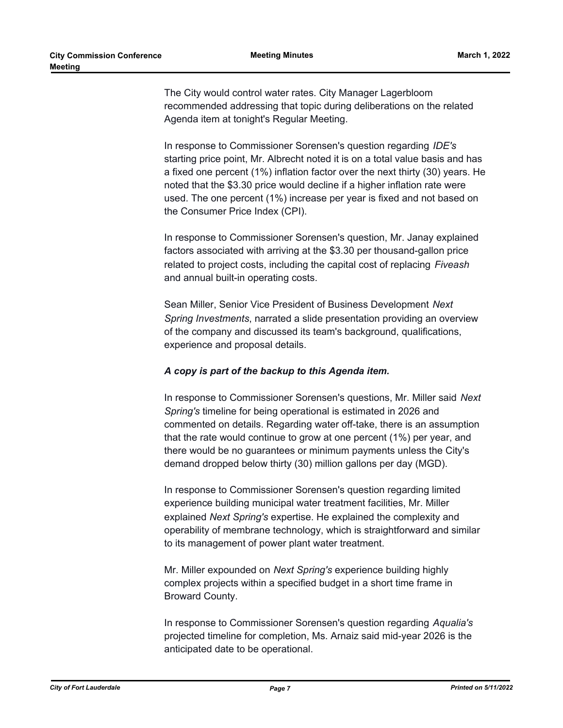The City would control water rates. City Manager Lagerbloom recommended addressing that topic during deliberations on the related Agenda item at tonight's Regular Meeting.

In response to Commissioner Sorensen's question regarding *IDE's* starting price point, Mr. Albrecht noted it is on a total value basis and has a fixed one percent (1%) inflation factor over the next thirty (30) years. He noted that the $3.30 price would decline if a higher inflation rate were used. The one percent (1%) increase per year is fixed and not based on the Consumer Price Index (CPI).

In response to Commissioner Sorensen's question, Mr. Janay explained factors associated with arriving at the $3.30 per thousand-gallon price related to project costs, including the capital cost of replacing *Fiveash* and annual built-in operating costs.

Sean Miller, Senior Vice President of Business Development *Next Spring Investments*, narrated a slide presentation providing an overview of the company and discussed its team's background, qualifications, experience and proposal details.

***A copy is part of the backup to this Agenda item.***

In response to Commissioner Sorensen's questions, Mr. Miller said *Next Spring's* timeline for being operational is estimated in 2026 and commented on details. Regarding water off-take, there is an assumption that the rate would continue to grow at one percent (1%) per year, and there would be no guarantees or minimum payments unless the City's demand dropped below thirty (30) million gallons per day (MGD).

In response to Commissioner Sorensen's question regarding limited experience building municipal water treatment facilities, Mr. Miller explained *Next Spring's* expertise. He explained the complexity and operability of membrane technology, which is straightforward and similar to its management of power plant water treatment.

Mr. Miller expounded on *Next Spring's* experience building highly complex projects within a specified budget in a short time frame in Broward County.

In response to Commissioner Sorensen's question regarding *Aqualia's* projected timeline for completion, Ms. Arnaiz said mid-year 2026 is the anticipated date to be operational.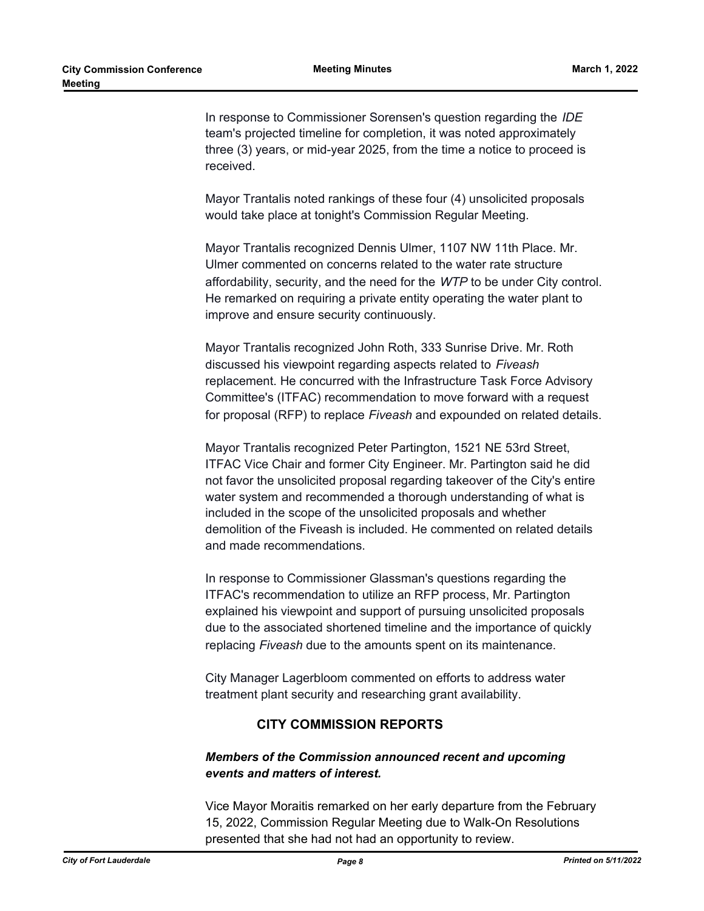In response to Commissioner Sorensen's question regarding the *IDE* team's projected timeline for completion, it was noted approximately three (3) years, or mid-year 2025, from the time a notice to proceed is received.

Mayor Trantalis noted rankings of these four (4) unsolicited proposals would take place at tonight's Commission Regular Meeting.

Mayor Trantalis recognized Dennis Ulmer, 1107 NW 11th Place. Mr. Ulmer commented on concerns related to the water rate structure affordability, security, and the need for the *WTP* to be under City control. He remarked on requiring a private entity operating the water plant to improve and ensure security continuously.

Mayor Trantalis recognized John Roth, 333 Sunrise Drive. Mr. Roth discussed his viewpoint regarding aspects related to *Fiveash* replacement. He concurred with the Infrastructure Task Force Advisory Committee's (ITFAC) recommendation to move forward with a request for proposal (RFP) to replace *Fiveash* and expounded on related details.

Mayor Trantalis recognized Peter Partington, 1521 NE 53rd Street, ITFAC Vice Chair and former City Engineer. Mr. Partington said he did not favor the unsolicited proposal regarding takeover of the City's entire water system and recommended a thorough understanding of what is included in the scope of the unsolicited proposals and whether demolition of the Fiveash is included. He commented on related details and made recommendations.

In response to Commissioner Glassman's questions regarding the ITFAC's recommendation to utilize an RFP process, Mr. Partington explained his viewpoint and support of pursuing unsolicited proposals due to the associated shortened timeline and the importance of quickly replacing *Fiveash* due to the amounts spent on its maintenance.

City Manager Lagerbloom commented on efforts to address water treatment plant security and researching grant availability.

## CITY COMMISSION REPORTS

***Members of the Commission announced recent and upcoming events and matters of interest.***

Vice Mayor Moraitis remarked on her early departure from the February 15, 2022, Commission Regular Meeting due to Walk-On Resolutions presented that she had not had an opportunity to review.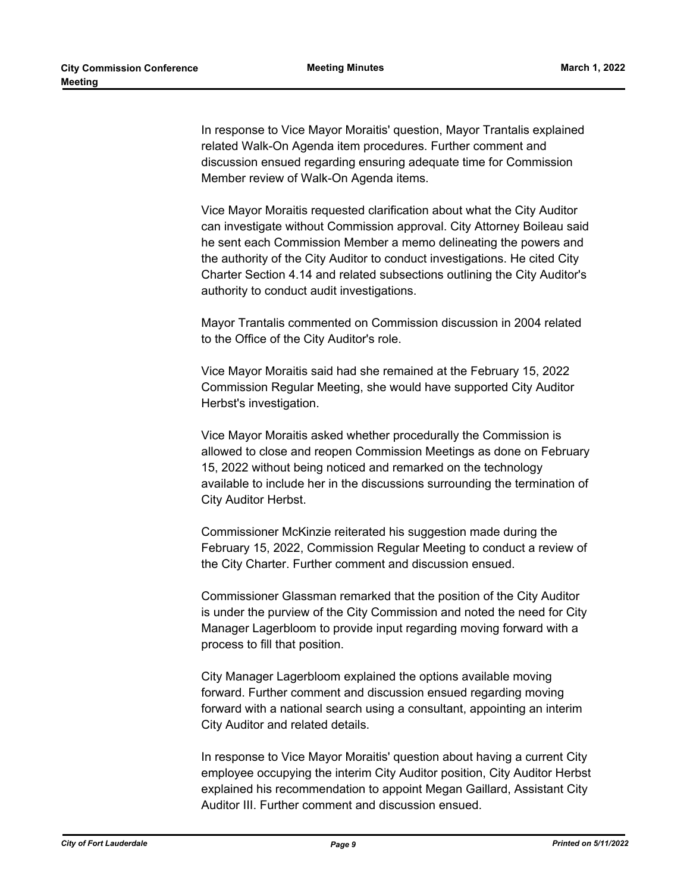In response to Vice Mayor Moraitis' question, Mayor Trantalis explained related Walk-On Agenda item procedures. Further comment and discussion ensued regarding ensuring adequate time for Commission Member review of Walk-On Agenda items.

Vice Mayor Moraitis requested clarification about what the City Auditor can investigate without Commission approval. City Attorney Boileau said he sent each Commission Member a memo delineating the powers and the authority of the City Auditor to conduct investigations. He cited City Charter Section 4.14 and related subsections outlining the City Auditor's authority to conduct audit investigations.

Mayor Trantalis commented on Commission discussion in 2004 related to the Office of the City Auditor's role.

Vice Mayor Moraitis said had she remained at the February 15, 2022 Commission Regular Meeting, she would have supported City Auditor Herbst's investigation.

Vice Mayor Moraitis asked whether procedurally the Commission is allowed to close and reopen Commission Meetings as done on February 15, 2022 without being noticed and remarked on the technology available to include her in the discussions surrounding the termination of City Auditor Herbst.

Commissioner McKinzie reiterated his suggestion made during the February 15, 2022, Commission Regular Meeting to conduct a review of the City Charter. Further comment and discussion ensued.

Commissioner Glassman remarked that the position of the City Auditor is under the purview of the City Commission and noted the need for City Manager Lagerbloom to provide input regarding moving forward with a process to fill that position.

City Manager Lagerbloom explained the options available moving forward. Further comment and discussion ensued regarding moving forward with a national search using a consultant, appointing an interim City Auditor and related details.

In response to Vice Mayor Moraitis' question about having a current City employee occupying the interim City Auditor position, City Auditor Herbst explained his recommendation to appoint Megan Gaillard, Assistant City Auditor III. Further comment and discussion ensued.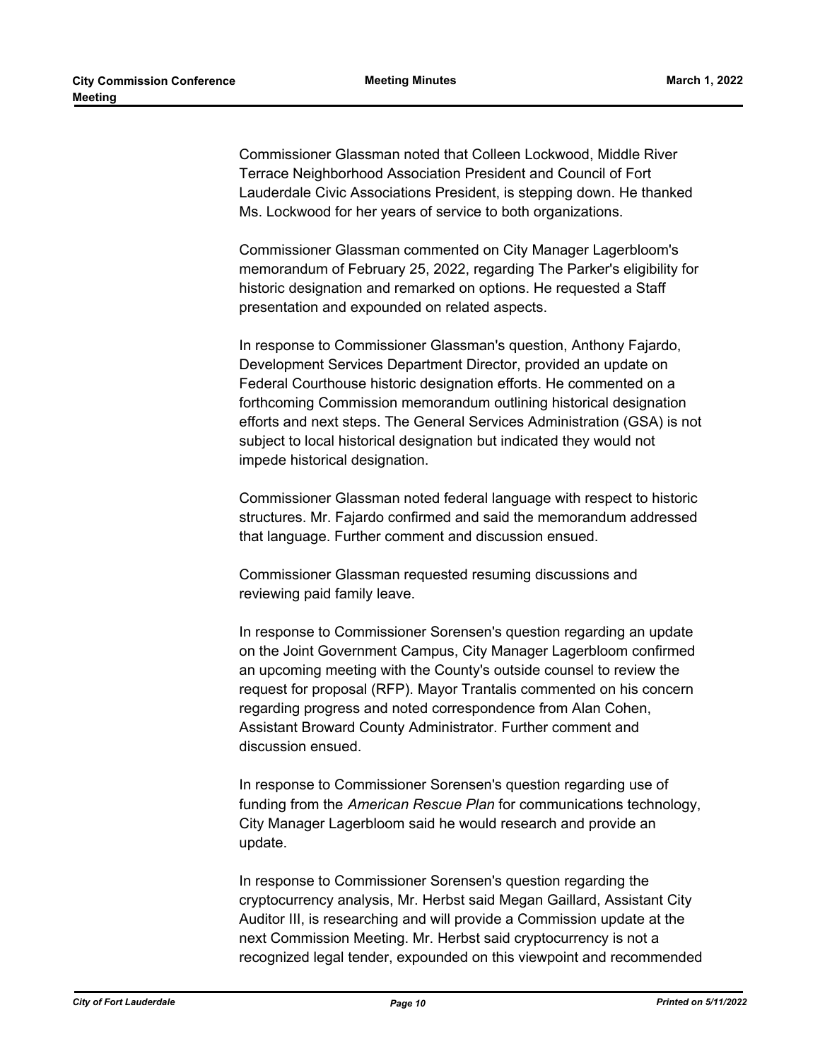Commissioner Glassman noted that Colleen Lockwood, Middle River Terrace Neighborhood Association President and Council of Fort Lauderdale Civic Associations President, is stepping down. He thanked Ms. Lockwood for her years of service to both organizations.

Commissioner Glassman commented on City Manager Lagerbloom's memorandum of February 25, 2022, regarding The Parker's eligibility for historic designation and remarked on options. He requested a Staff presentation and expounded on related aspects.

In response to Commissioner Glassman's question, Anthony Fajardo, Development Services Department Director, provided an update on Federal Courthouse historic designation efforts. He commented on a forthcoming Commission memorandum outlining historical designation efforts and next steps. The General Services Administration (GSA) is not subject to local historical designation but indicated they would not impede historical designation.

Commissioner Glassman noted federal language with respect to historic structures. Mr. Fajardo confirmed and said the memorandum addressed that language. Further comment and discussion ensued.

Commissioner Glassman requested resuming discussions and reviewing paid family leave.

In response to Commissioner Sorensen's question regarding an update on the Joint Government Campus, City Manager Lagerbloom confirmed an upcoming meeting with the County's outside counsel to review the request for proposal (RFP). Mayor Trantalis commented on his concern regarding progress and noted correspondence from Alan Cohen, Assistant Broward County Administrator. Further comment and discussion ensued.

In response to Commissioner Sorensen's question regarding use of funding from the *American Rescue Plan* for communications technology, City Manager Lagerbloom said he would research and provide an update.

In response to Commissioner Sorensen's question regarding the cryptocurrency analysis, Mr. Herbst said Megan Gaillard, Assistant City Auditor III, is researching and will provide a Commission update at the next Commission Meeting. Mr. Herbst said cryptocurrency is not a recognized legal tender, expounded on this viewpoint and recommended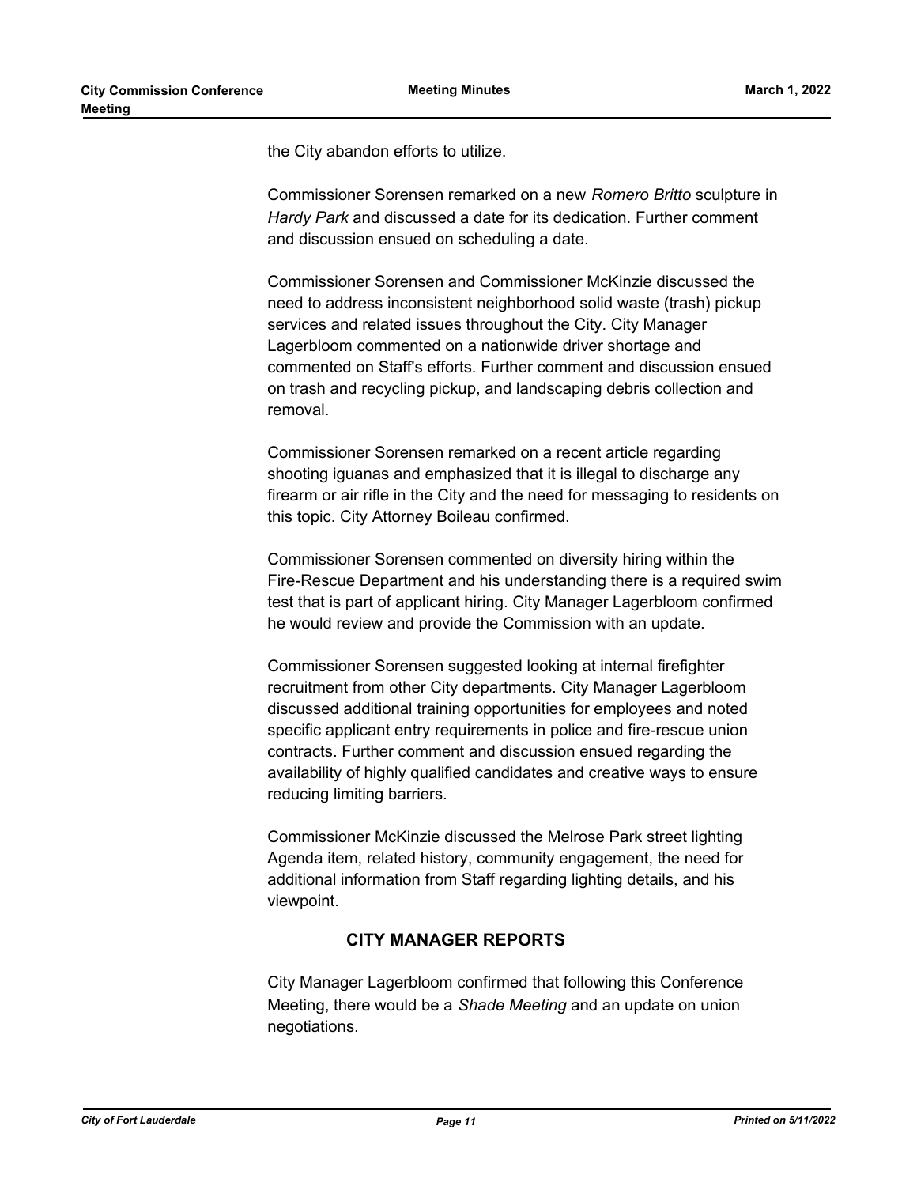the City abandon efforts to utilize.

Commissioner Sorensen remarked on a new *Romero Britto* sculpture in *Hardy Park* and discussed a date for its dedication. Further comment and discussion ensued on scheduling a date.

Commissioner Sorensen and Commissioner McKinzie discussed the need to address inconsistent neighborhood solid waste (trash) pickup services and related issues throughout the City. City Manager Lagerbloom commented on a nationwide driver shortage and commented on Staff's efforts. Further comment and discussion ensued on trash and recycling pickup, and landscaping debris collection and removal.

Commissioner Sorensen remarked on a recent article regarding shooting iguanas and emphasized that it is illegal to discharge any firearm or air rifle in the City and the need for messaging to residents on this topic. City Attorney Boileau confirmed.

Commissioner Sorensen commented on diversity hiring within the Fire-Rescue Department and his understanding there is a required swim test that is part of applicant hiring. City Manager Lagerbloom confirmed he would review and provide the Commission with an update.

Commissioner Sorensen suggested looking at internal firefighter recruitment from other City departments. City Manager Lagerbloom discussed additional training opportunities for employees and noted specific applicant entry requirements in police and fire-rescue union contracts. Further comment and discussion ensued regarding the availability of highly qualified candidates and creative ways to ensure reducing limiting barriers.

Commissioner McKinzie discussed the Melrose Park street lighting Agenda item, related history, community engagement, the need for additional information from Staff regarding lighting details, and his viewpoint.

## CITY MANAGER REPORTS

City Manager Lagerbloom confirmed that following this Conference Meeting, there would be a *Shade Meeting* and an update on union negotiations.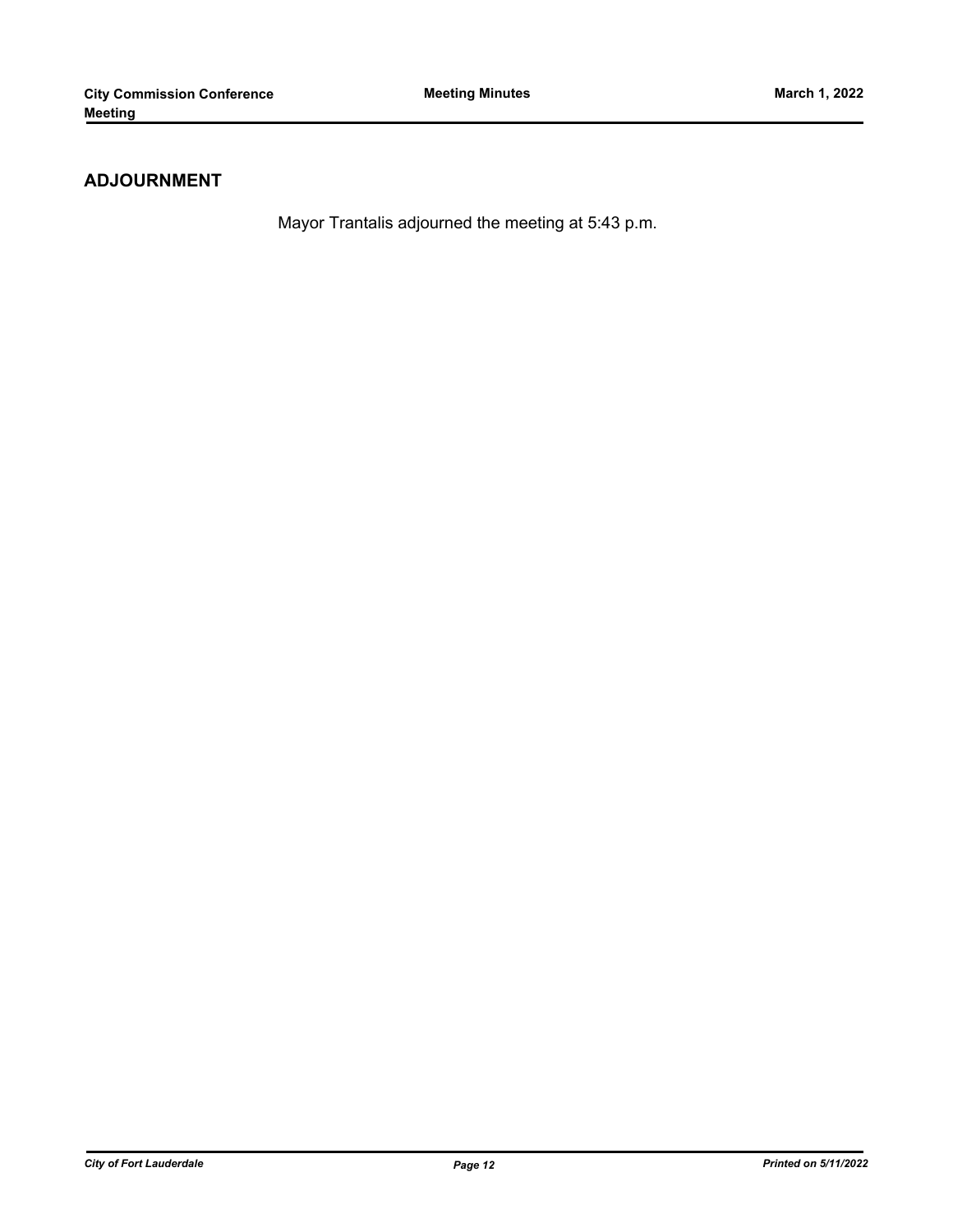## ADJOURNMENT

Mayor Trantalis adjourned the meeting at 5:43 p.m.